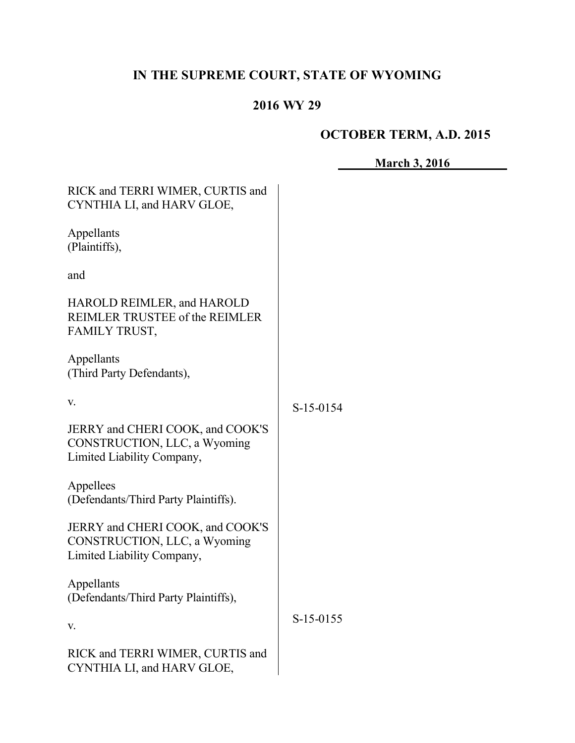# IN THE SUPREME COURT, STATE OF WYOMING

## 2016 WY 29

**OCTOBER TERM, A.D. 2015**

**March 3, 2016**

RICK and TERRI WIMER, CURTIS and CYNTHIA LI, and HARV GLOE,

Appellants
(Plaintiffs),

and

HAROLD REIMLER, and HAROLD REIMLER TRUSTEE of the REIMLER FAMILY TRUST,

Appellants
(Third Party Defendants),

v.

JERRY and CHERI COOK, and COOK'S CONSTRUCTION, LLC, a Wyoming Limited Liability Company,

Appellees
(Defendants/Third Party Plaintiffs).

S-15-0154

JERRY and CHERI COOK, and COOK'S CONSTRUCTION, LLC, a Wyoming Limited Liability Company,

Appellants
(Defendants/Third Party Plaintiffs),

v.

RICK and TERRI WIMER, CURTIS and CYNTHIA LI, and HARV GLOE,

S-15-0155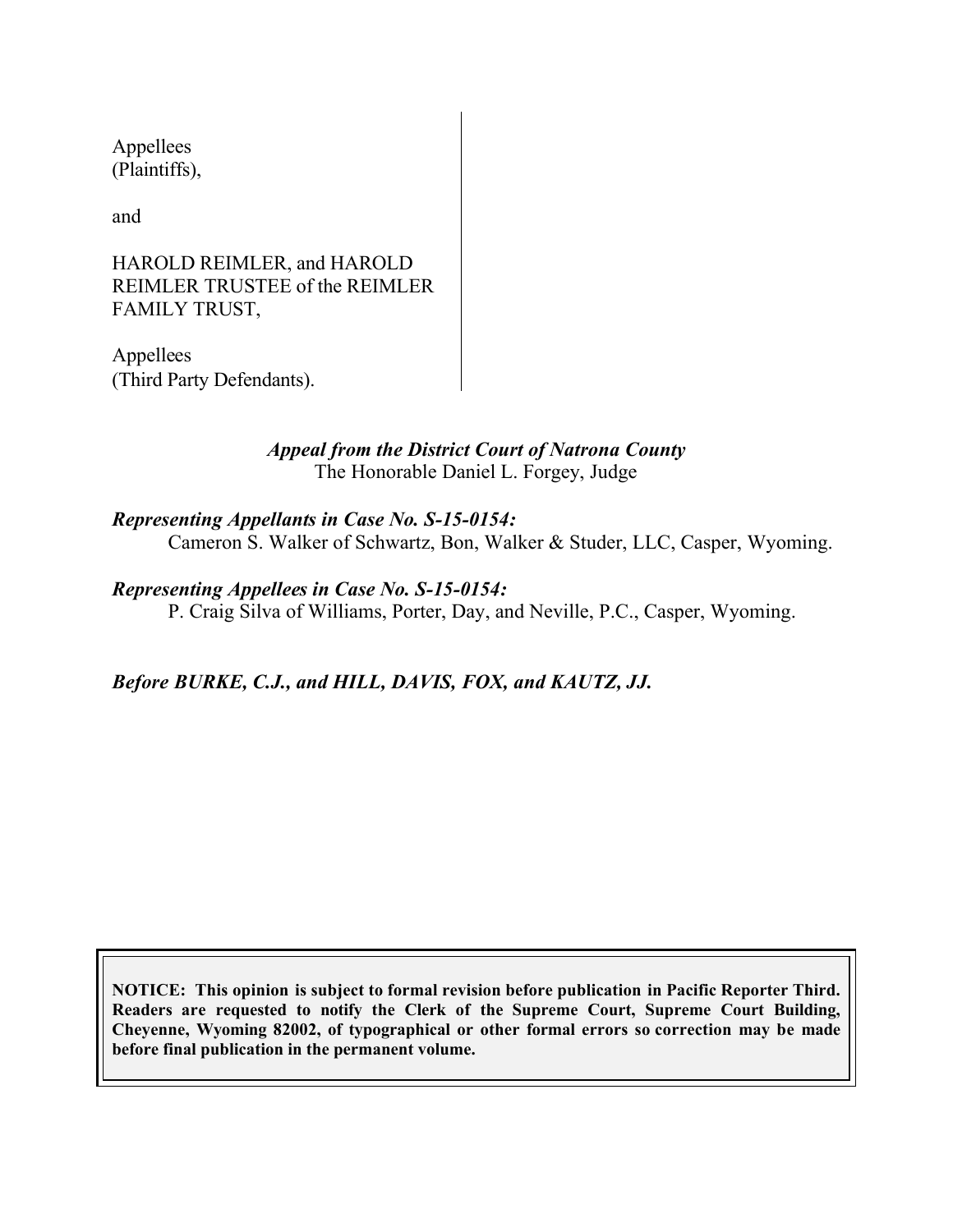Appellees
(Plaintiffs),

and

HAROLD REIMLER, and HAROLD REIMLER TRUSTEE of the REIMLER FAMILY TRUST,

Appellees
(Third Party Defendants).

***Appeal from the District Court of Natrona County***
The Honorable Daniel L. Forgey, Judge

***Representing Appellants in Case No. S-15-0154:***
Cameron S. Walker of Schwartz, Bon, Walker & Studer, LLC, Casper, Wyoming.

***Representing Appellees in Case No. S-15-0154:***
P. Craig Silva of Williams, Porter, Day, and Neville, P.C., Casper, Wyoming.

***Before BURKE, C.J., and HILL, DAVIS, FOX, and KAUTZ, JJ.***

**NOTICE: This opinion is subject to formal revision before publication in Pacific Reporter Third. Readers are requested to notify the Clerk of the Supreme Court, Supreme Court Building, Cheyenne, Wyoming 82002, of typographical or other formal errors so correction may be made before final publication in the permanent volume.**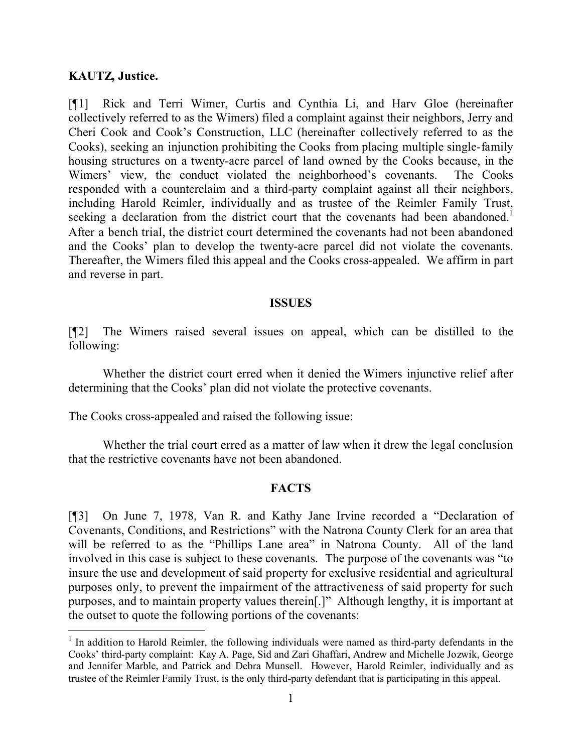**KAUTZ, Justice.**

[¶1] Rick and Terri Wimer, Curtis and Cynthia Li, and Harv Gloe (hereinafter collectively referred to as the Wimers) filed a complaint against their neighbors, Jerry and Cheri Cook and Cook's Construction, LLC (hereinafter collectively referred to as the Cooks), seeking an injunction prohibiting the Cooks from placing multiple single-family housing structures on a twenty-acre parcel of land owned by the Cooks because, in the Wimers' view, the conduct violated the neighborhood's covenants. The Cooks responded with a counterclaim and a third-party complaint against all their neighbors, including Harold Reimler, individually and as trustee of the Reimler Family Trust, seeking a declaration from the district court that the covenants had been abandoned.[1] After a bench trial, the district court determined the covenants had not been abandoned and the Cooks' plan to develop the twenty-acre parcel did not violate the covenants. Thereafter, the Wimers filed this appeal and the Cooks cross-appealed. We affirm in part and reverse in part.

## ISSUES

[¶2] The Wimers raised several issues on appeal, which can be distilled to the following:

Whether the district court erred when it denied the Wimers injunctive relief after determining that the Cooks' plan did not violate the protective covenants.

The Cooks cross-appealed and raised the following issue:

Whether the trial court erred as a matter of law when it drew the legal conclusion that the restrictive covenants have not been abandoned.

## FACTS

[¶3] On June 7, 1978, Van R. and Kathy Jane Irvine recorded a "Declaration of Covenants, Conditions, and Restrictions" with the Natrona County Clerk for an area that will be referred to as the "Phillips Lane area" in Natrona County. All of the land involved in this case is subject to these covenants. The purpose of the covenants was "to insure the use and development of said property for exclusive residential and agricultural purposes only, to prevent the impairment of the attractiveness of said property for such purposes, and to maintain property values therein[.]" Although lengthy, it is important at the outset to quote the following portions of the covenants:

---

[1] In addition to Harold Reimler, the following individuals were named as third-party defendants in the Cooks' third-party complaint: Kay A. Page, Sid and Zari Ghaffari, Andrew and Michelle Jozwik, George and Jennifer Marble, and Patrick and Debra Munsell. However, Harold Reimler, individually and as trustee of the Reimler Family Trust, is the only third-party defendant that is participating in this appeal.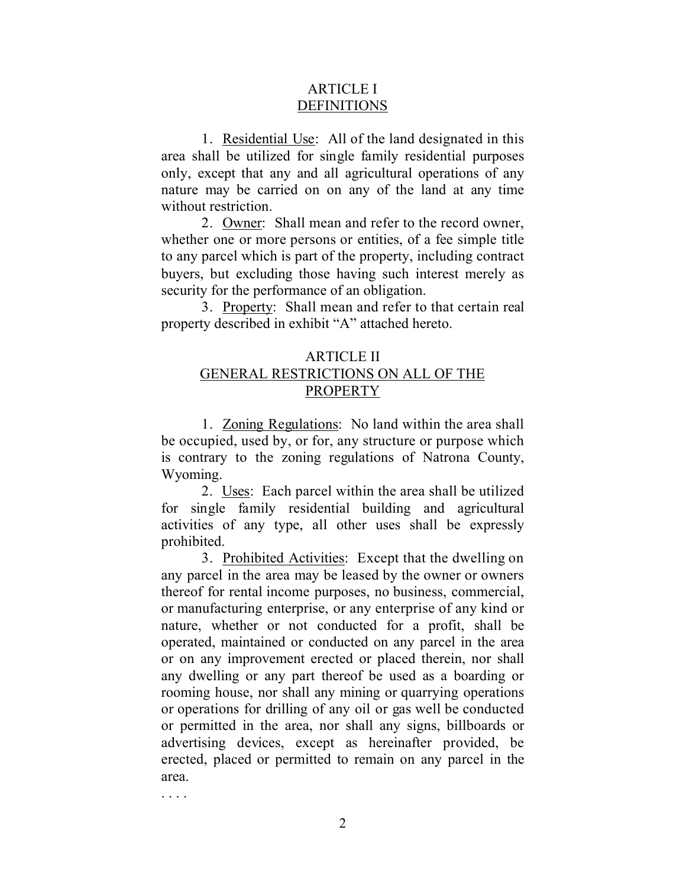## ARTICLE I
## DEFINITIONS

1. Residential Use: All of the land designated in this area shall be utilized for single family residential purposes only, except that any and all agricultural operations of any nature may be carried on on any of the land at any time without restriction.

2. Owner: Shall mean and refer to the record owner, whether one or more persons or entities, of a fee simple title to any parcel which is part of the property, including contract buyers, but excluding those having such interest merely as security for the performance of an obligation.

3. Property: Shall mean and refer to that certain real property described in exhibit "A" attached hereto.

## ARTICLE II
## GENERAL RESTRICTIONS ON ALL OF THE PROPERTY

1. Zoning Regulations: No land within the area shall be occupied, used by, or for, any structure or purpose which is contrary to the zoning regulations of Natrona County, Wyoming.

2. Uses: Each parcel within the area shall be utilized for single family residential building and agricultural activities of any type, all other uses shall be expressly prohibited.

3. Prohibited Activities: Except that the dwelling on any parcel in the area may be leased by the owner or owners thereof for rental income purposes, no business, commercial, or manufacturing enterprise, or any enterprise of any kind or nature, whether or not conducted for a profit, shall be operated, maintained or conducted on any parcel in the area or on any improvement erected or placed therein, nor shall any dwelling or any part thereof be used as a boarding or rooming house, nor shall any mining or quarrying operations or operations for drilling of any oil or gas well be conducted or permitted in the area, nor shall any signs, billboards or advertising devices, except as hereinafter provided, be erected, placed or permitted to remain on any parcel in the area.

. . . .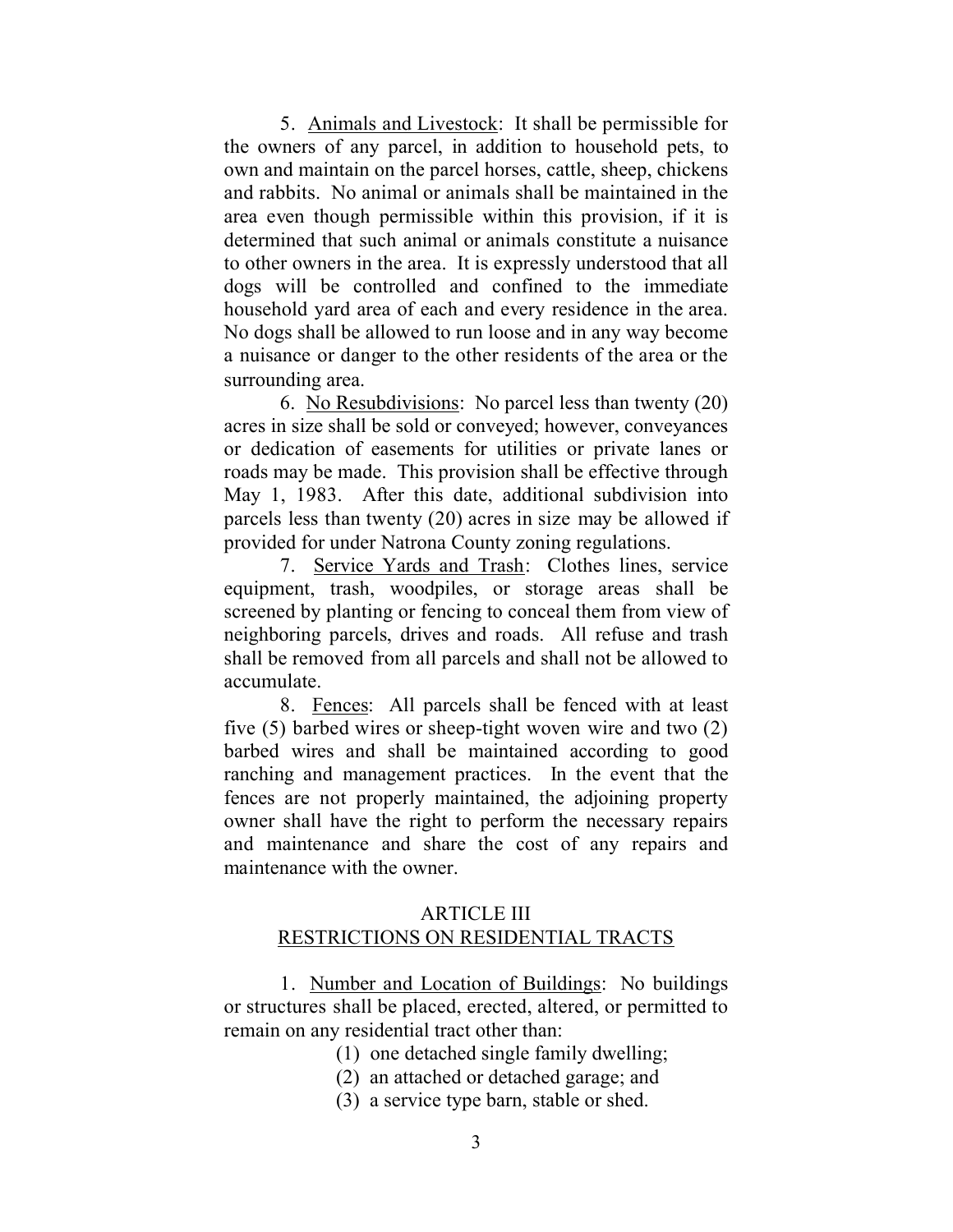5. Animals and Livestock: It shall be permissible for the owners of any parcel, in addition to household pets, to own and maintain on the parcel horses, cattle, sheep, chickens and rabbits. No animal or animals shall be maintained in the area even though permissible within this provision, if it is determined that such animal or animals constitute a nuisance to other owners in the area. It is expressly understood that all dogs will be controlled and confined to the immediate household yard area of each and every residence in the area. No dogs shall be allowed to run loose and in any way become a nuisance or danger to the other residents of the area or the surrounding area.

6. No Resubdivisions: No parcel less than twenty (20) acres in size shall be sold or conveyed; however, conveyances or dedication of easements for utilities or private lanes or roads may be made. This provision shall be effective through May 1, 1983. After this date, additional subdivision into parcels less than twenty (20) acres in size may be allowed if provided for under Natrona County zoning regulations.

7. Service Yards and Trash: Clothes lines, service equipment, trash, woodpiles, or storage areas shall be screened by planting or fencing to conceal them from view of neighboring parcels, drives and roads. All refuse and trash shall be removed from all parcels and shall not be allowed to accumulate.

8. Fences: All parcels shall be fenced with at least five (5) barbed wires or sheep-tight woven wire and two (2) barbed wires and shall be maintained according to good ranching and management practices. In the event that the fences are not properly maintained, the adjoining property owner shall have the right to perform the necessary repairs and maintenance and share the cost of any repairs and maintenance with the owner.

## ARTICLE III
## RESTRICTIONS ON RESIDENTIAL TRACTS

1. Number and Location of Buildings: No buildings or structures shall be placed, erected, altered, or permitted to remain on any residential tract other than:

(1) one detached single family dwelling;
(2) an attached or detached garage; and
(3) a service type barn, stable or shed.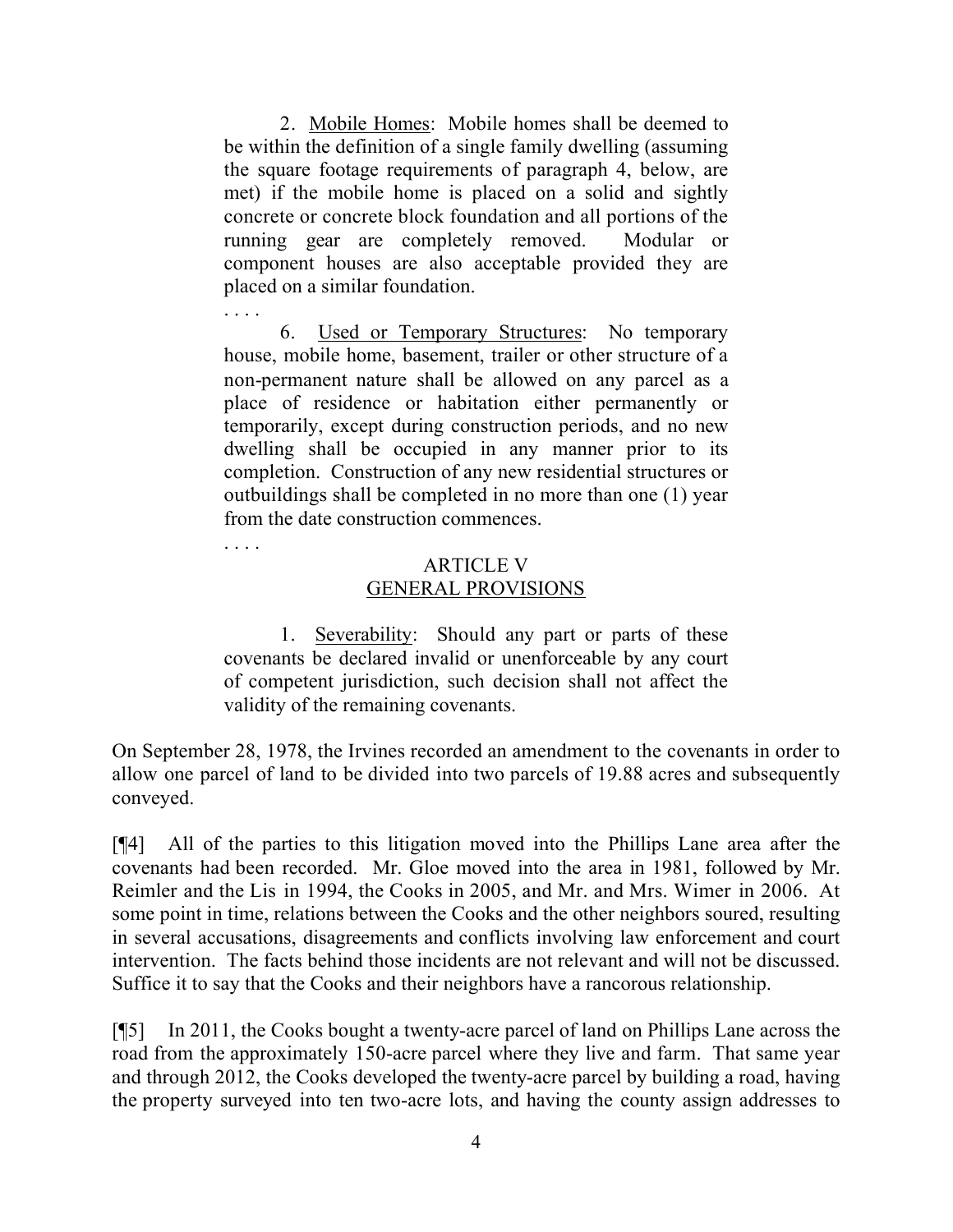2. Mobile Homes: Mobile homes shall be deemed to be within the definition of a single family dwelling (assuming the square footage requirements of paragraph 4, below, are met) if the mobile home is placed on a solid and sightly concrete or concrete block foundation and all portions of the running gear are completely removed. Modular or component houses are also acceptable provided they are placed on a similar foundation.

. . . .

6. Used or Temporary Structures: No temporary house, mobile home, basement, trailer or other structure of a non-permanent nature shall be allowed on any parcel as a place of residence or habitation either permanently or temporarily, except during construction periods, and no new dwelling shall be occupied in any manner prior to its completion. Construction of any new residential structures or outbuildings shall be completed in no more than one (1) year from the date construction commences.

. . . .

ARTICLE V
GENERAL PROVISIONS

1. Severability: Should any part or parts of these covenants be declared invalid or unenforceable by any court of competent jurisdiction, such decision shall not affect the validity of the remaining covenants.

On September 28, 1978, the Irvines recorded an amendment to the covenants in order to allow one parcel of land to be divided into two parcels of 19.88 acres and subsequently conveyed.

[¶4] All of the parties to this litigation moved into the Phillips Lane area after the covenants had been recorded. Mr. Gloe moved into the area in 1981, followed by Mr. Reimler and the Lis in 1994, the Cooks in 2005, and Mr. and Mrs. Wimer in 2006. At some point in time, relations between the Cooks and the other neighbors soured, resulting in several accusations, disagreements and conflicts involving law enforcement and court intervention. The facts behind those incidents are not relevant and will not be discussed. Suffice it to say that the Cooks and their neighbors have a rancorous relationship.

[¶5] In 2011, the Cooks bought a twenty-acre parcel of land on Phillips Lane across the road from the approximately 150-acre parcel where they live and farm. That same year and through 2012, the Cooks developed the twenty-acre parcel by building a road, having the property surveyed into ten two-acre lots, and having the county assign addresses to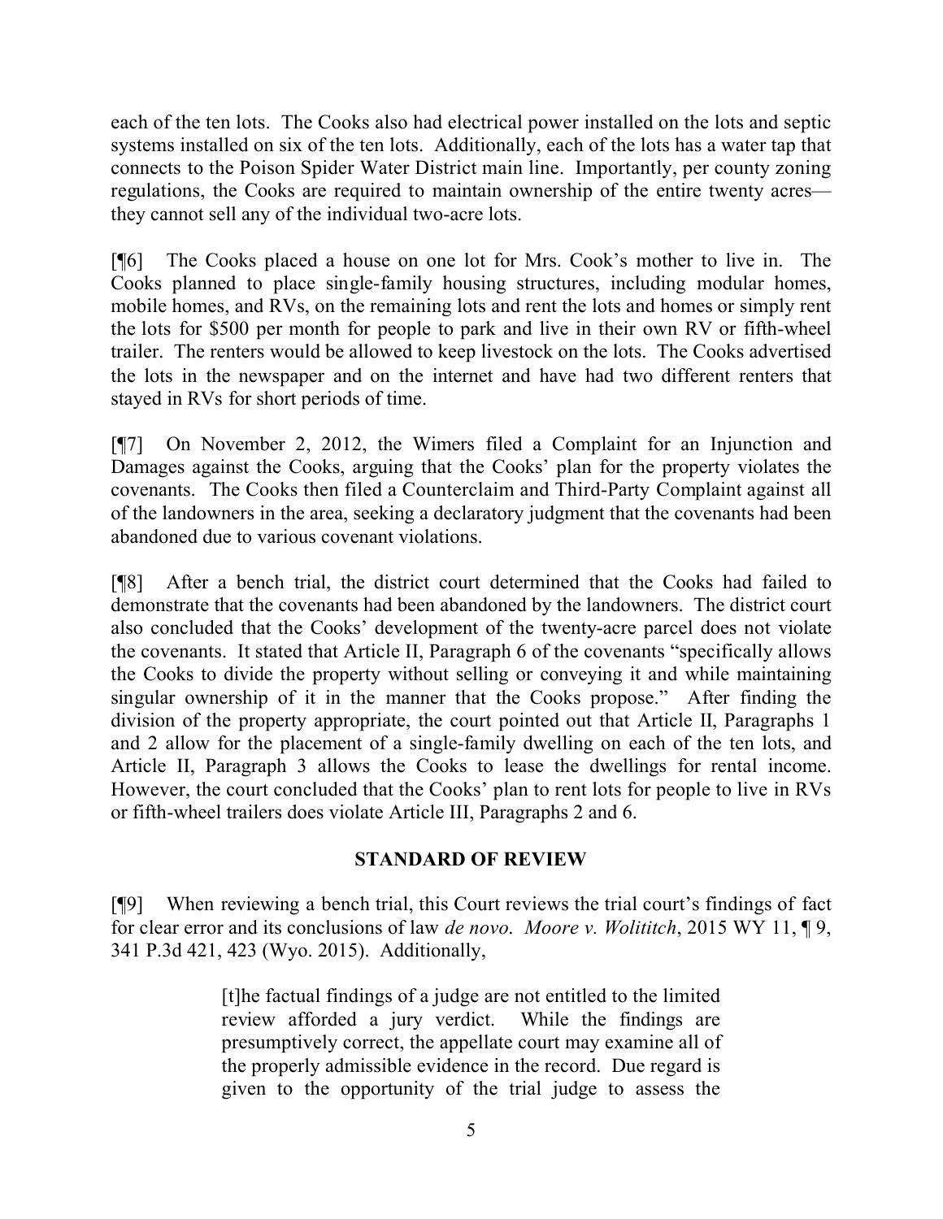each of the ten lots. The Cooks also had electrical power installed on the lots and septic systems installed on six of the ten lots. Additionally, each of the lots has a water tap that connects to the Poison Spider Water District main line. Importantly, per county zoning regulations, the Cooks are required to maintain ownership of the entire twenty acres—they cannot sell any of the individual two-acre lots.

[¶6] The Cooks placed a house on one lot for Mrs. Cook's mother to live in. The Cooks planned to place single-family housing structures, including modular homes, mobile homes, and RVs, on the remaining lots and rent the lots and homes or simply rent the lots for $500 per month for people to park and live in their own RV or fifth-wheel trailer. The renters would be allowed to keep livestock on the lots. The Cooks advertised the lots in the newspaper and on the internet and have had two different renters that stayed in RVs for short periods of time.

[¶7] On November 2, 2012, the Wimers filed a Complaint for an Injunction and Damages against the Cooks, arguing that the Cooks' plan for the property violates the covenants. The Cooks then filed a Counterclaim and Third-Party Complaint against all of the landowners in the area, seeking a declaratory judgment that the covenants had been abandoned due to various covenant violations.

[¶8] After a bench trial, the district court determined that the Cooks had failed to demonstrate that the covenants had been abandoned by the landowners. The district court also concluded that the Cooks' development of the twenty-acre parcel does not violate the covenants. It stated that Article II, Paragraph 6 of the covenants "specifically allows the Cooks to divide the property without selling or conveying it and while maintaining singular ownership of it in the manner that the Cooks propose." After finding the division of the property appropriate, the court pointed out that Article II, Paragraphs 1 and 2 allow for the placement of a single-family dwelling on each of the ten lots, and Article II, Paragraph 3 allows the Cooks to lease the dwellings for rental income. However, the court concluded that the Cooks' plan to rent lots for people to live in RVs or fifth-wheel trailers does violate Article III, Paragraphs 2 and 6.

## STANDARD OF REVIEW

[¶9] When reviewing a bench trial, this Court reviews the trial court's findings of fact for clear error and its conclusions of law *de novo*. *Moore v. Wolititch*, 2015 WY 11, ¶ 9, 341 P.3d 421, 423 (Wyo. 2015). Additionally,

> [t]he factual findings of a judge are not entitled to the limited review afforded a jury verdict. While the findings are presumptively correct, the appellate court may examine all of the properly admissible evidence in the record. Due regard is given to the opportunity of the trial judge to assess the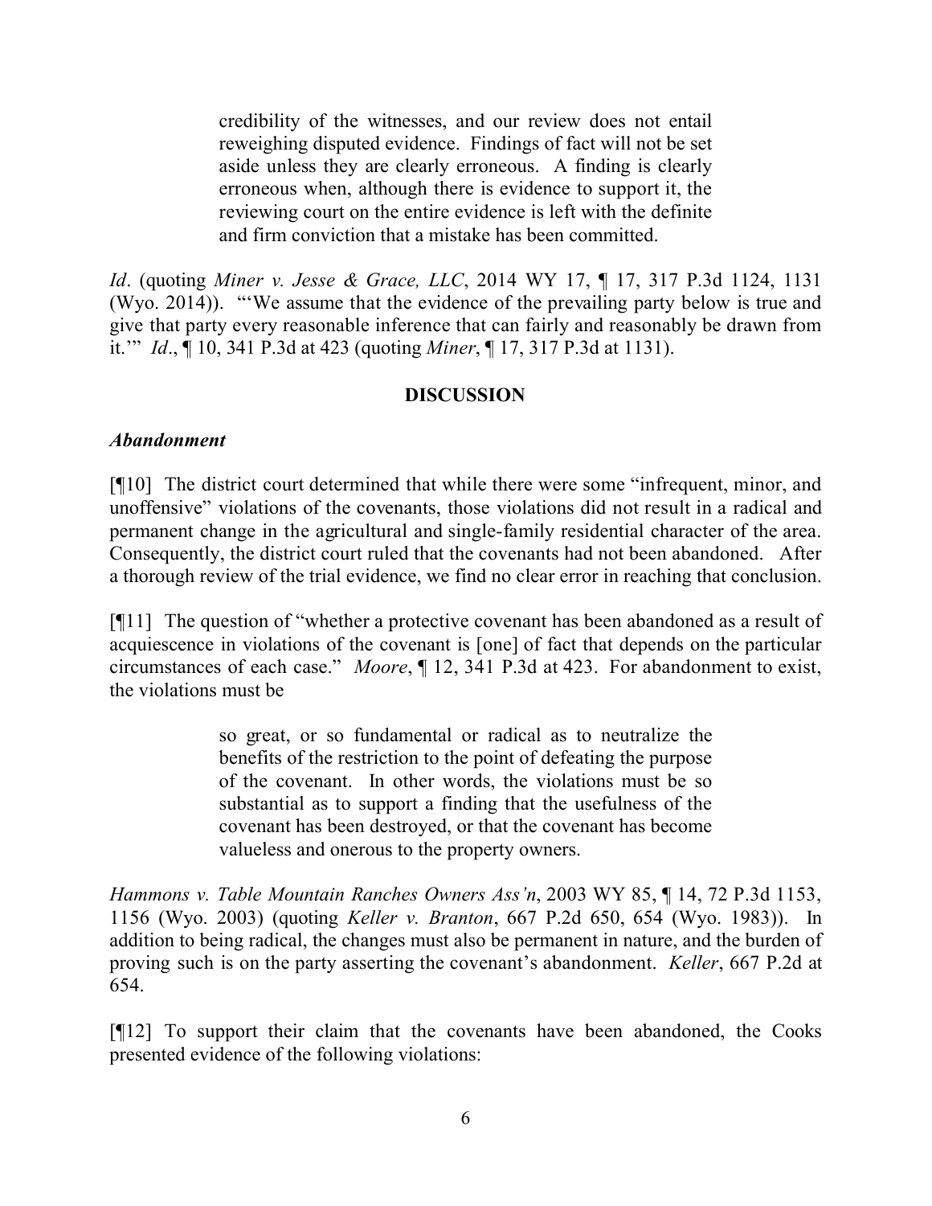> credibility of the witnesses, and our review does not entail reweighing disputed evidence. Findings of fact will not be set aside unless they are clearly erroneous. A finding is clearly erroneous when, although there is evidence to support it, the reviewing court on the entire evidence is left with the definite and firm conviction that a mistake has been committed.

*Id*. (quoting *Miner v. Jesse & Grace, LLC*, 2014 WY 17, ¶ 17, 317 P.3d 1124, 1131 (Wyo. 2014)). "'We assume that the evidence of the prevailing party below is true and give that party every reasonable inference that can fairly and reasonably be drawn from it.'" *Id*., ¶ 10, 341 P.3d at 423 (quoting *Miner*, ¶ 17, 317 P.3d at 1131).

## DISCUSSION

### *Abandonment*

[¶10] The district court determined that while there were some "infrequent, minor, and unoffensive" violations of the covenants, those violations did not result in a radical and permanent change in the agricultural and single-family residential character of the area. Consequently, the district court ruled that the covenants had not been abandoned. After a thorough review of the trial evidence, we find no clear error in reaching that conclusion.

[¶11] The question of "whether a protective covenant has been abandoned as a result of acquiescence in violations of the covenant is [one] of fact that depends on the particular circumstances of each case." *Moore*, ¶ 12, 341 P.3d at 423. For abandonment to exist, the violations must be

> so great, or so fundamental or radical as to neutralize the benefits of the restriction to the point of defeating the purpose of the covenant. In other words, the violations must be so substantial as to support a finding that the usefulness of the covenant has been destroyed, or that the covenant has become valueless and onerous to the property owners.

*Hammons v. Table Mountain Ranches Owners Ass'n*, 2003 WY 85, ¶ 14, 72 P.3d 1153, 1156 (Wyo. 2003) (quoting *Keller v. Branton*, 667 P.2d 650, 654 (Wyo. 1983)). In addition to being radical, the changes must also be permanent in nature, and the burden of proving such is on the party asserting the covenant's abandonment. *Keller*, 667 P.2d at 654.

[¶12] To support their claim that the covenants have been abandoned, the Cooks presented evidence of the following violations: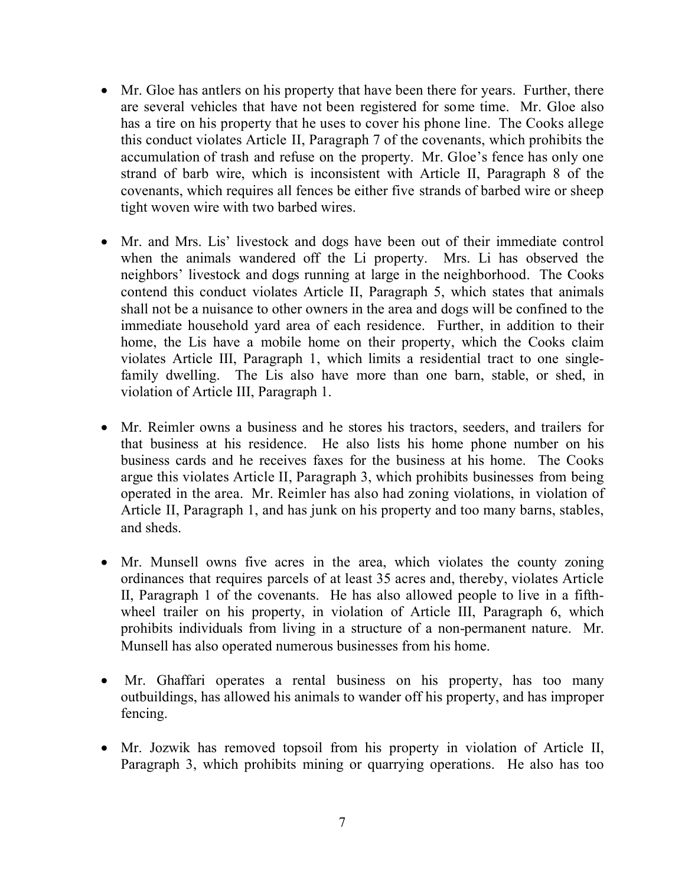- Mr. Gloe has antlers on his property that have been there for years. Further, there are several vehicles that have not been registered for some time. Mr. Gloe also has a tire on his property that he uses to cover his phone line. The Cooks allege this conduct violates Article II, Paragraph 7 of the covenants, which prohibits the accumulation of trash and refuse on the property. Mr. Gloe's fence has only one strand of barb wire, which is inconsistent with Article II, Paragraph 8 of the covenants, which requires all fences be either five strands of barbed wire or sheep tight woven wire with two barbed wires.

- Mr. and Mrs. Lis' livestock and dogs have been out of their immediate control when the animals wandered off the Li property. Mrs. Li has observed the neighbors' livestock and dogs running at large in the neighborhood. The Cooks contend this conduct violates Article II, Paragraph 5, which states that animals shall not be a nuisance to other owners in the area and dogs will be confined to the immediate household yard area of each residence. Further, in addition to their home, the Lis have a mobile home on their property, which the Cooks claim violates Article III, Paragraph 1, which limits a residential tract to one single-family dwelling. The Lis also have more than one barn, stable, or shed, in violation of Article III, Paragraph 1.

- Mr. Reimler owns a business and he stores his tractors, seeders, and trailers for that business at his residence. He also lists his home phone number on his business cards and he receives faxes for the business at his home. The Cooks argue this violates Article II, Paragraph 3, which prohibits businesses from being operated in the area. Mr. Reimler has also had zoning violations, in violation of Article II, Paragraph 1, and has junk on his property and too many barns, stables, and sheds.

- Mr. Munsell owns five acres in the area, which violates the county zoning ordinances that requires parcels of at least 35 acres and, thereby, violates Article II, Paragraph 1 of the covenants. He has also allowed people to live in a fifth-wheel trailer on his property, in violation of Article III, Paragraph 6, which prohibits individuals from living in a structure of a non-permanent nature. Mr. Munsell has also operated numerous businesses from his home.

- Mr. Ghaffari operates a rental business on his property, has too many outbuildings, has allowed his animals to wander off his property, and has improper fencing.

- Mr. Jozwik has removed topsoil from his property in violation of Article II, Paragraph 3, which prohibits mining or quarrying operations. He also has too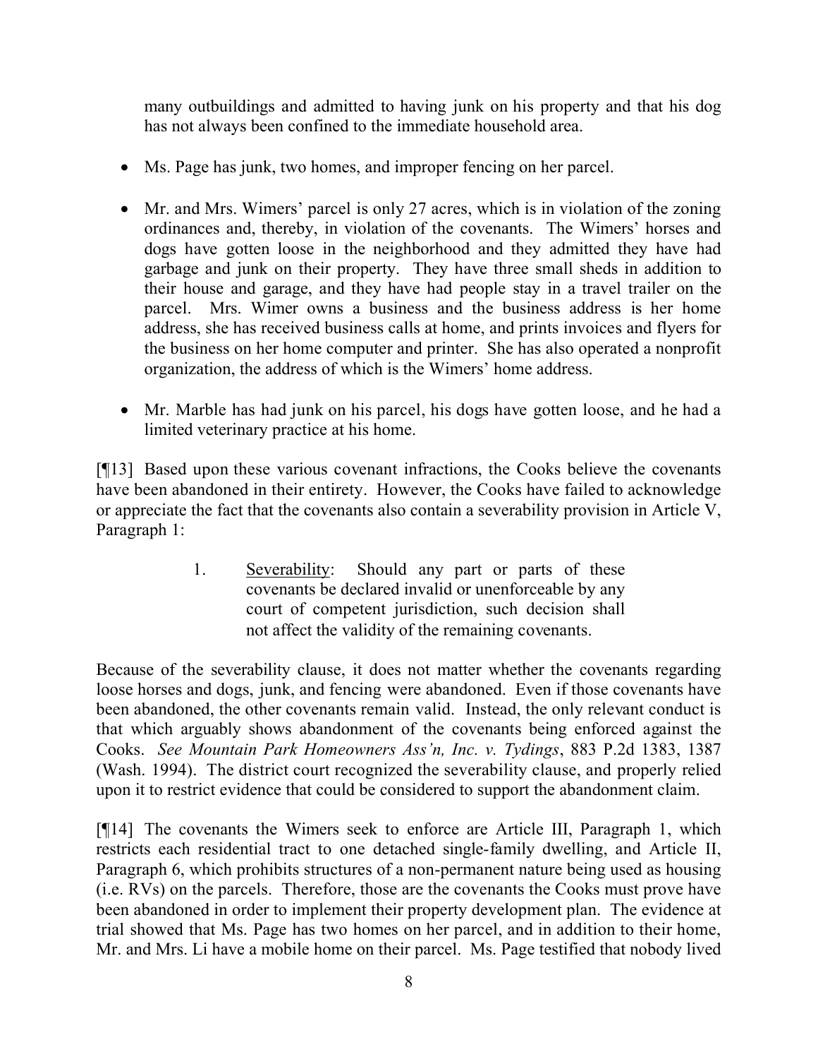many outbuildings and admitted to having junk on his property and that his dog has not always been confined to the immediate household area.

- Ms. Page has junk, two homes, and improper fencing on her parcel.

- Mr. and Mrs. Wimers' parcel is only 27 acres, which is in violation of the zoning ordinances and, thereby, in violation of the covenants. The Wimers' horses and dogs have gotten loose in the neighborhood and they admitted they have had garbage and junk on their property. They have three small sheds in addition to their house and garage, and they have had people stay in a travel trailer on the parcel. Mrs. Wimer owns a business and the business address is her home address, she has received business calls at home, and prints invoices and flyers for the business on her home computer and printer. She has also operated a nonprofit organization, the address of which is the Wimers' home address.

- Mr. Marble has had junk on his parcel, his dogs have gotten loose, and he had a limited veterinary practice at his home.

[¶13] Based upon these various covenant infractions, the Cooks believe the covenants have been abandoned in their entirety. However, the Cooks have failed to acknowledge or appreciate the fact that the covenants also contain a severability provision in Article V, Paragraph 1:

> 1. Severability: Should any part or parts of these covenants be declared invalid or unenforceable by any court of competent jurisdiction, such decision shall not affect the validity of the remaining covenants.

Because of the severability clause, it does not matter whether the covenants regarding loose horses and dogs, junk, and fencing were abandoned. Even if those covenants have been abandoned, the other covenants remain valid. Instead, the only relevant conduct is that which arguably shows abandonment of the covenants being enforced against the Cooks. *See Mountain Park Homeowners Ass'n, Inc. v. Tydings*, 883 P.2d 1383, 1387 (Wash. 1994). The district court recognized the severability clause, and properly relied upon it to restrict evidence that could be considered to support the abandonment claim.

[¶14] The covenants the Wimers seek to enforce are Article III, Paragraph 1, which restricts each residential tract to one detached single-family dwelling, and Article II, Paragraph 6, which prohibits structures of a non-permanent nature being used as housing (i.e. RVs) on the parcels. Therefore, those are the covenants the Cooks must prove have been abandoned in order to implement their property development plan. The evidence at trial showed that Ms. Page has two homes on her parcel, and in addition to their home, Mr. and Mrs. Li have a mobile home on their parcel. Ms. Page testified that nobody lived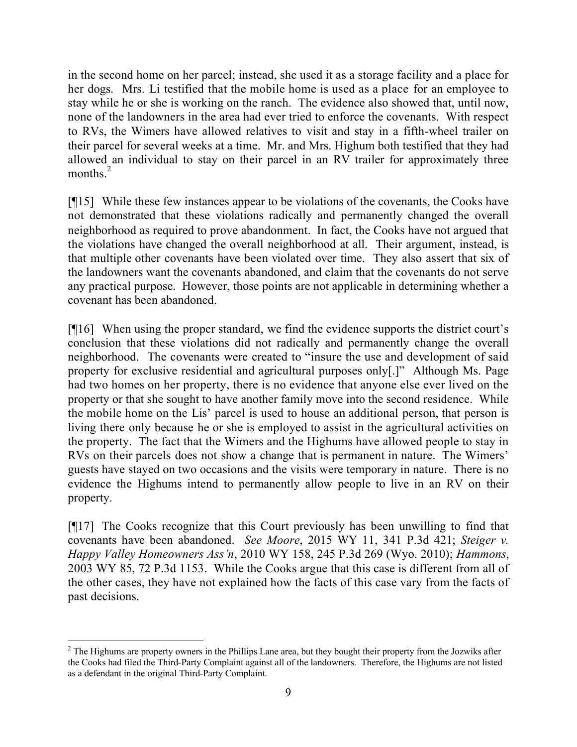in the second home on her parcel; instead, she used it as a storage facility and a place for her dogs. Mrs. Li testified that the mobile home is used as a place for an employee to stay while he or she is working on the ranch. The evidence also showed that, until now, none of the landowners in the area had ever tried to enforce the covenants. With respect to RVs, the Wimers have allowed relatives to visit and stay in a fifth-wheel trailer on their parcel for several weeks at a time. Mr. and Mrs. Highum both testified that they had allowed an individual to stay on their parcel in an RV trailer for approximately three months.[2]

[¶15] While these few instances appear to be violations of the covenants, the Cooks have not demonstrated that these violations radically and permanently changed the overall neighborhood as required to prove abandonment. In fact, the Cooks have not argued that the violations have changed the overall neighborhood at all. Their argument, instead, is that multiple other covenants have been violated over time. They also assert that six of the landowners want the covenants abandoned, and claim that the covenants do not serve any practical purpose. However, those points are not applicable in determining whether a covenant has been abandoned.

[¶16] When using the proper standard, we find the evidence supports the district court's conclusion that these violations did not radically and permanently change the overall neighborhood. The covenants were created to "insure the use and development of said property for exclusive residential and agricultural purposes only[.]" Although Ms. Page had two homes on her property, there is no evidence that anyone else ever lived on the property or that she sought to have another family move into the second residence. While the mobile home on the Lis' parcel is used to house an additional person, that person is living there only because he or she is employed to assist in the agricultural activities on the property. The fact that the Wimers and the Highums have allowed people to stay in RVs on their parcels does not show a change that is permanent in nature. The Wimers' guests have stayed on two occasions and the visits were temporary in nature. There is no evidence the Highums intend to permanently allow people to live in an RV on their property.

[¶17] The Cooks recognize that this Court previously has been unwilling to find that covenants have been abandoned. *See Moore*, 2015 WY 11, 341 P.3d 421; *Steiger v. Happy Valley Homeowners Ass'n*, 2010 WY 158, 245 P.3d 269 (Wyo. 2010); *Hammons*, 2003 WY 85, 72 P.3d 1153. While the Cooks argue that this case is different from all of the other cases, they have not explained how the facts of this case vary from the facts of past decisions.

---

[2] The Highums are property owners in the Phillips Lane area, but they bought their property from the Jozwiks after the Cooks had filed the Third-Party Complaint against all of the landowners. Therefore, the Highums are not listed as a defendant in the original Third-Party Complaint.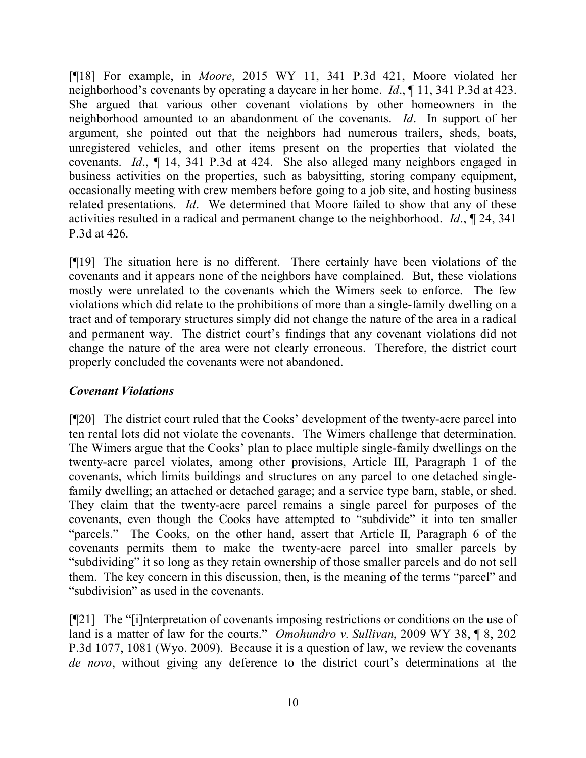[¶18] For example, in *Moore*, 2015 WY 11, 341 P.3d 421, Moore violated her neighborhood's covenants by operating a daycare in her home. *Id*., ¶ 11, 341 P.3d at 423. She argued that various other covenant violations by other homeowners in the neighborhood amounted to an abandonment of the covenants. *Id*. In support of her argument, she pointed out that the neighbors had numerous trailers, sheds, boats, unregistered vehicles, and other items present on the properties that violated the covenants. *Id*., ¶ 14, 341 P.3d at 424. She also alleged many neighbors engaged in business activities on the properties, such as babysitting, storing company equipment, occasionally meeting with crew members before going to a job site, and hosting business related presentations. *Id*. We determined that Moore failed to show that any of these activities resulted in a radical and permanent change to the neighborhood. *Id*., ¶ 24, 341 P.3d at 426.

[¶19] The situation here is no different. There certainly have been violations of the covenants and it appears none of the neighbors have complained. But, these violations mostly were unrelated to the covenants which the Wimers seek to enforce. The few violations which did relate to the prohibitions of more than a single-family dwelling on a tract and of temporary structures simply did not change the nature of the area in a radical and permanent way. The district court's findings that any covenant violations did not change the nature of the area were not clearly erroneous. Therefore, the district court properly concluded the covenants were not abandoned.

### *Covenant Violations*

[¶20] The district court ruled that the Cooks' development of the twenty-acre parcel into ten rental lots did not violate the covenants. The Wimers challenge that determination. The Wimers argue that the Cooks' plan to place multiple single-family dwellings on the twenty-acre parcel violates, among other provisions, Article III, Paragraph 1 of the covenants, which limits buildings and structures on any parcel to one detached single-family dwelling; an attached or detached garage; and a service type barn, stable, or shed. They claim that the twenty-acre parcel remains a single parcel for purposes of the covenants, even though the Cooks have attempted to "subdivide" it into ten smaller "parcels." The Cooks, on the other hand, assert that Article II, Paragraph 6 of the covenants permits them to make the twenty-acre parcel into smaller parcels by "subdividing" it so long as they retain ownership of those smaller parcels and do not sell them. The key concern in this discussion, then, is the meaning of the terms "parcel" and "subdivision" as used in the covenants.

[¶21] The "[i]nterpretation of covenants imposing restrictions or conditions on the use of land is a matter of law for the courts." *Omohundro v. Sullivan*, 2009 WY 38, ¶ 8, 202 P.3d 1077, 1081 (Wyo. 2009). Because it is a question of law, we review the covenants *de novo*, without giving any deference to the district court's determinations at the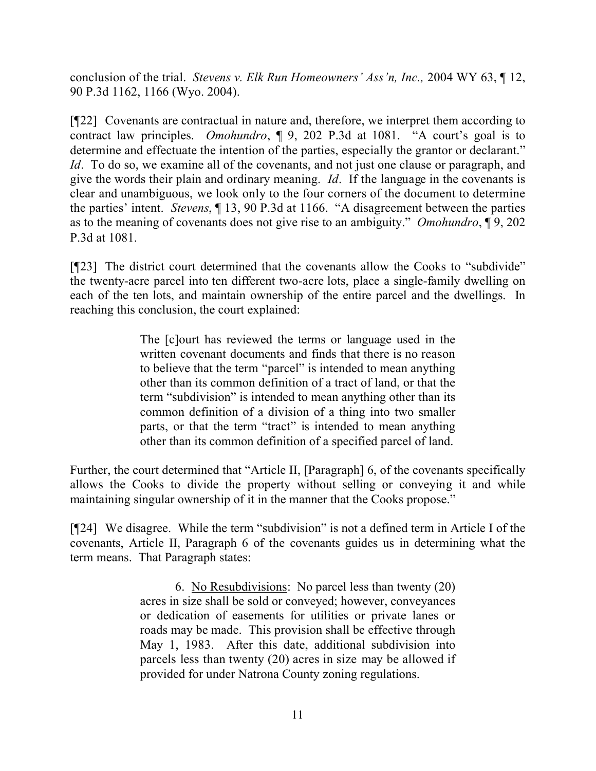conclusion of the trial. *Stevens v. Elk Run Homeowners' Ass'n, Inc.,* 2004 WY 63, ¶ 12, 90 P.3d 1162, 1166 (Wyo. 2004).

[¶22] Covenants are contractual in nature and, therefore, we interpret them according to contract law principles. *Omohundro*, ¶ 9, 202 P.3d at 1081. "A court's goal is to determine and effectuate the intention of the parties, especially the grantor or declarant." *Id*. To do so, we examine all of the covenants, and not just one clause or paragraph, and give the words their plain and ordinary meaning. *Id*. If the language in the covenants is clear and unambiguous, we look only to the four corners of the document to determine the parties' intent. *Stevens*, ¶ 13, 90 P.3d at 1166. "A disagreement between the parties as to the meaning of covenants does not give rise to an ambiguity." *Omohundro*, ¶ 9, 202 P.3d at 1081.

[¶23] The district court determined that the covenants allow the Cooks to "subdivide" the twenty-acre parcel into ten different two-acre lots, place a single-family dwelling on each of the ten lots, and maintain ownership of the entire parcel and the dwellings. In reaching this conclusion, the court explained:

> The [c]ourt has reviewed the terms or language used in the written covenant documents and finds that there is no reason to believe that the term "parcel" is intended to mean anything other than its common definition of a tract of land, or that the term "subdivision" is intended to mean anything other than its common definition of a division of a thing into two smaller parts, or that the term "tract" is intended to mean anything other than its common definition of a specified parcel of land.

Further, the court determined that "Article II, [Paragraph] 6, of the covenants specifically allows the Cooks to divide the property without selling or conveying it and while maintaining singular ownership of it in the manner that the Cooks propose."

[¶24] We disagree. While the term "subdivision" is not a defined term in Article I of the covenants, Article II, Paragraph 6 of the covenants guides us in determining what the term means. That Paragraph states:

> 6. No Resubdivisions: No parcel less than twenty (20) acres in size shall be sold or conveyed; however, conveyances or dedication of easements for utilities or private lanes or roads may be made. This provision shall be effective through May 1, 1983. After this date, additional subdivision into parcels less than twenty (20) acres in size may be allowed if provided for under Natrona County zoning regulations.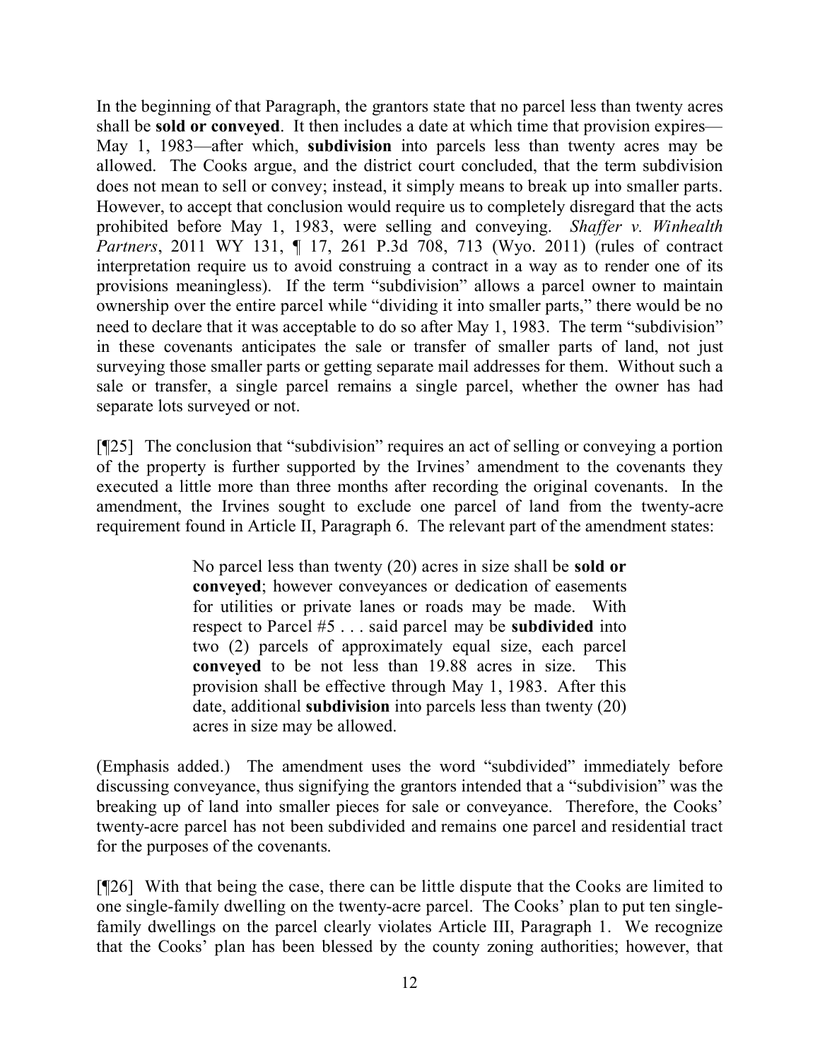In the beginning of that Paragraph, the grantors state that no parcel less than twenty acres shall be **sold or conveyed**. It then includes a date at which time that provision expires—May 1, 1983—after which, **subdivision** into parcels less than twenty acres may be allowed. The Cooks argue, and the district court concluded, that the term subdivision does not mean to sell or convey; instead, it simply means to break up into smaller parts. However, to accept that conclusion would require us to completely disregard that the acts prohibited before May 1, 1983, were selling and conveying. *Shaffer v. Winhealth Partners*, 2011 WY 131, ¶ 17, 261 P.3d 708, 713 (Wyo. 2011) (rules of contract interpretation require us to avoid construing a contract in a way as to render one of its provisions meaningless). If the term "subdivision" allows a parcel owner to maintain ownership over the entire parcel while "dividing it into smaller parts," there would be no need to declare that it was acceptable to do so after May 1, 1983. The term "subdivision" in these covenants anticipates the sale or transfer of smaller parts of land, not just surveying those smaller parts or getting separate mail addresses for them. Without such a sale or transfer, a single parcel remains a single parcel, whether the owner has had separate lots surveyed or not.

[¶25] The conclusion that "subdivision" requires an act of selling or conveying a portion of the property is further supported by the Irvines' amendment to the covenants they executed a little more than three months after recording the original covenants. In the amendment, the Irvines sought to exclude one parcel of land from the twenty-acre requirement found in Article II, Paragraph 6. The relevant part of the amendment states:

> No parcel less than twenty (20) acres in size shall be **sold or conveyed**; however conveyances or dedication of easements for utilities or private lanes or roads may be made. With respect to Parcel #5 . . . said parcel may be **subdivided** into two (2) parcels of approximately equal size, each parcel **conveyed** to be not less than 19.88 acres in size. This provision shall be effective through May 1, 1983. After this date, additional **subdivision** into parcels less than twenty (20) acres in size may be allowed.

(Emphasis added.) The amendment uses the word "subdivided" immediately before discussing conveyance, thus signifying the grantors intended that a "subdivision" was the breaking up of land into smaller pieces for sale or conveyance. Therefore, the Cooks' twenty-acre parcel has not been subdivided and remains one parcel and residential tract for the purposes of the covenants.

[¶26] With that being the case, there can be little dispute that the Cooks are limited to one single-family dwelling on the twenty-acre parcel. The Cooks' plan to put ten single-family dwellings on the parcel clearly violates Article III, Paragraph 1. We recognize that the Cooks' plan has been blessed by the county zoning authorities; however, that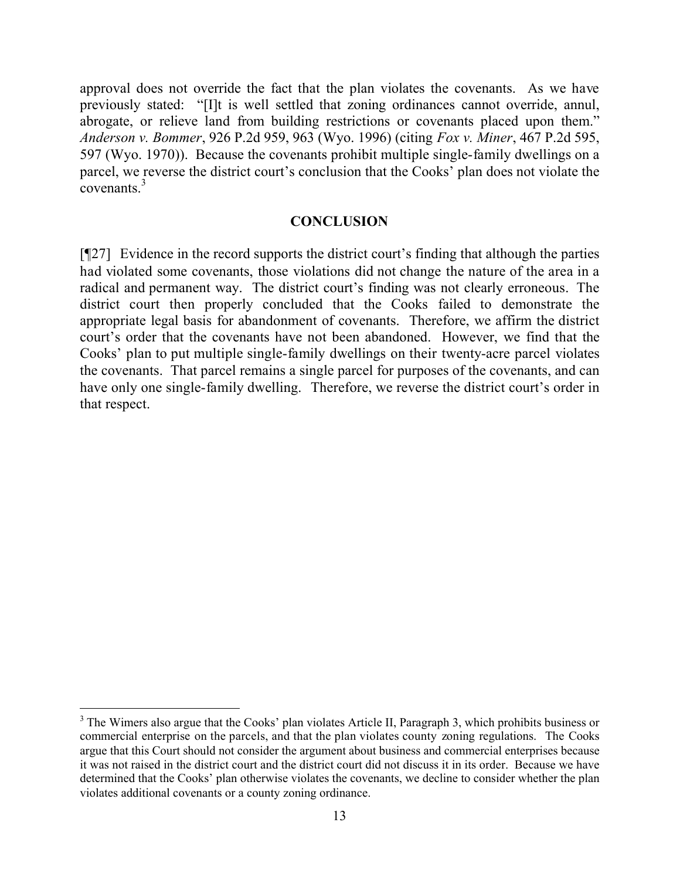approval does not override the fact that the plan violates the covenants. As we have previously stated: "[I]t is well settled that zoning ordinances cannot override, annul, abrogate, or relieve land from building restrictions or covenants placed upon them." *Anderson v. Bommer*, 926 P.2d 959, 963 (Wyo. 1996) (citing *Fox v. Miner*, 467 P.2d 595, 597 (Wyo. 1970)). Because the covenants prohibit multiple single-family dwellings on a parcel, we reverse the district court's conclusion that the Cooks' plan does not violate the covenants.[3]

## CONCLUSION

[¶27] Evidence in the record supports the district court's finding that although the parties had violated some covenants, those violations did not change the nature of the area in a radical and permanent way. The district court's finding was not clearly erroneous. The district court then properly concluded that the Cooks failed to demonstrate the appropriate legal basis for abandonment of covenants. Therefore, we affirm the district court's order that the covenants have not been abandoned. However, we find that the Cooks' plan to put multiple single-family dwellings on their twenty-acre parcel violates the covenants. That parcel remains a single parcel for purposes of the covenants, and can have only one single-family dwelling. Therefore, we reverse the district court's order in that respect.

---

[3] The Wimers also argue that the Cooks' plan violates Article II, Paragraph 3, which prohibits business or commercial enterprise on the parcels, and that the plan violates county zoning regulations. The Cooks argue that this Court should not consider the argument about business and commercial enterprises because it was not raised in the district court and the district court did not discuss it in its order. Because we have determined that the Cooks' plan otherwise violates the covenants, we decline to consider whether the plan violates additional covenants or a county zoning ordinance.